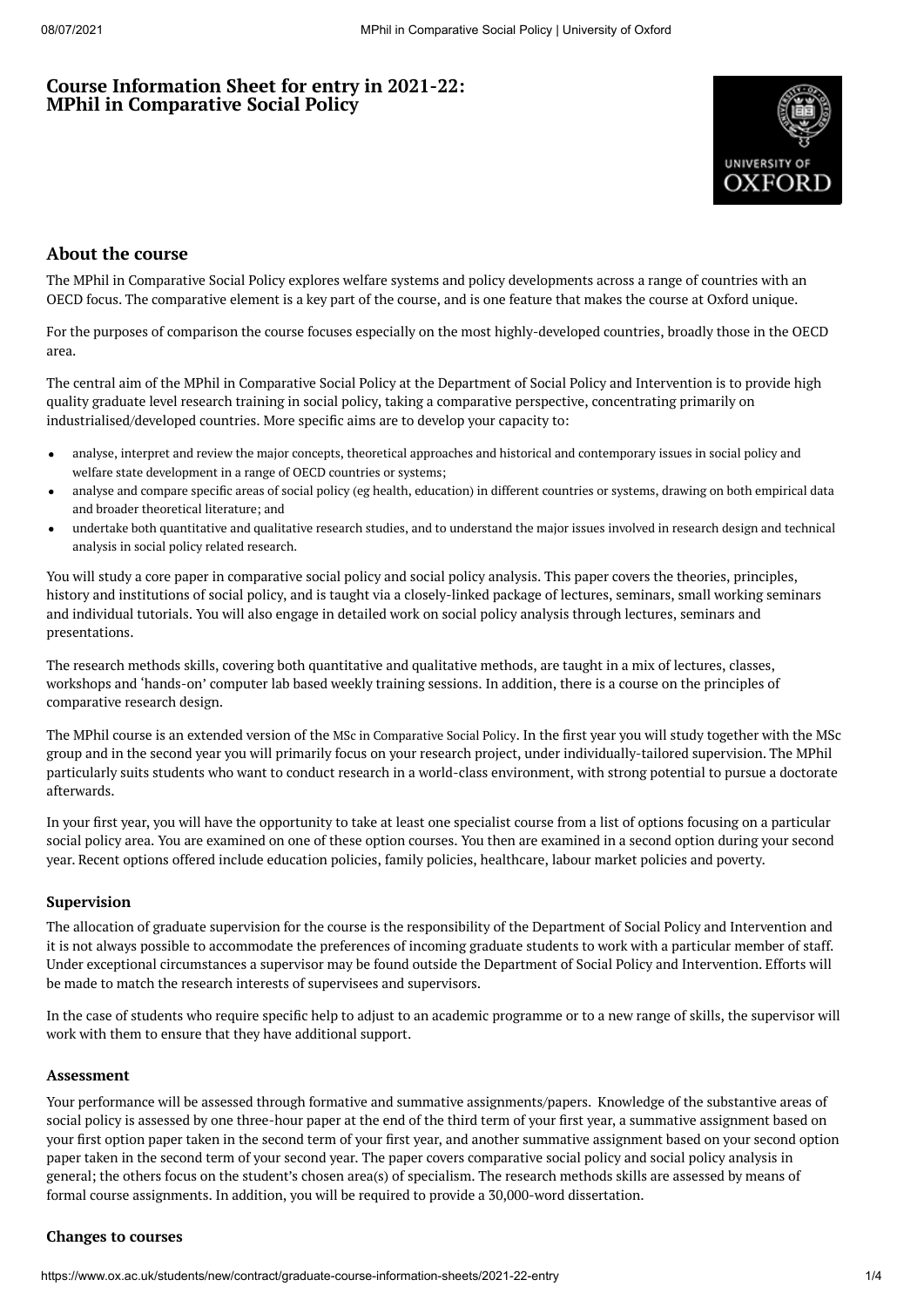# Course Information Sheet for entry in 2021-22: MPhil in Comparative Social Policy

## About the course

The MPhil in Comparative Social Policy explores welfare systems and policy developments across a range of countries with an OECD focus. The comparative element is a key part of the course, and is one feature that makes the course at Oxford unique.

For the purposes of comparison the course focuses especially on the most highly-developed countries, broadly those in the OECD area.

The central aim of the MPhil in Comparative Social Policy at the Department of Social Policy and Intervention is to provide high quality graduate level research training in social policy, taking a comparative perspective, concentrating primarily on industrialised/developed countries. More specific aims are to develop your capacity to:

- analyse, interpret and review the major concepts, theoretical approaches and historical and contemporary issues in social policy and welfare state development in a range of OECD countries or systems;
- analyse and compare specific areas of social policy (eg health, education) in different countries or systems, drawing on both empirical data and broader theoretical literature; and
- undertake both quantitative and qualitative research studies, and to understand the major issues involved in research design and technical analysis in social policy related research.

You will study a core paper in comparative social policy and social policy analysis. This paper covers the theories, principles, history and institutions of social policy, and is taught via a closely-linked package of lectures, seminars, small working seminars and individual tutorials. You will also engage in detailed work on social policy analysis through lectures, seminars and presentations.

The research methods skills, covering both quantitative and qualitative methods, are taught in a mix of lectures, classes, workshops and 'hands-on' computer lab based weekly training sessions. In addition, there is a course on the principles of comparative research design.

The MPhil course is an extended version of the MSc in Comparative Social Policy. In the first year you will study together with the MSc group and in the second year you will primarily focus on your research project, under individually-tailored supervision. The MPhil particularly suits students who want to conduct research in a world-class environment, with strong potential to pursue a doctorate afterwards.

In your first year, you will have the opportunity to take at least one specialist course from a list of options focusing on a particular social policy area. You are examined on one of these option courses. You then are examined in a second option during your second year. Recent options offered include education policies, family policies, healthcare, labour market policies and poverty.

### Supervision

The allocation of graduate supervision for the course is the responsibility of the Department of Social Policy and Intervention and it is not always possible to accommodate the preferences of incoming graduate students to work with a particular member of staff. Under exceptional circumstances a supervisor may be found outside the Department of Social Policy and Intervention. Efforts will be made to match the research interests of supervisees and supervisors.

In the case of students who require specific help to adjust to an academic programme or to a new range of skills, the supervisor will work with them to ensure that they have additional support.

### Assessment

Your performance will be assessed through formative and summative assignments/papers. Knowledge of the substantive areas of social policy is assessed by one three-hour paper at the end of the third term of your first year, a summative assignment based on your first option paper taken in the second term of your first year, and another summative assignment based on your second option paper taken in the second term of your second year. The paper covers comparative social policy and social policy analysis in general; the others focus on the student's chosen area(s) of specialism. The research methods skills are assessed by means of formal course assignments. In addition, you will be required to provide a 30,000-word dissertation.

### Changes to courses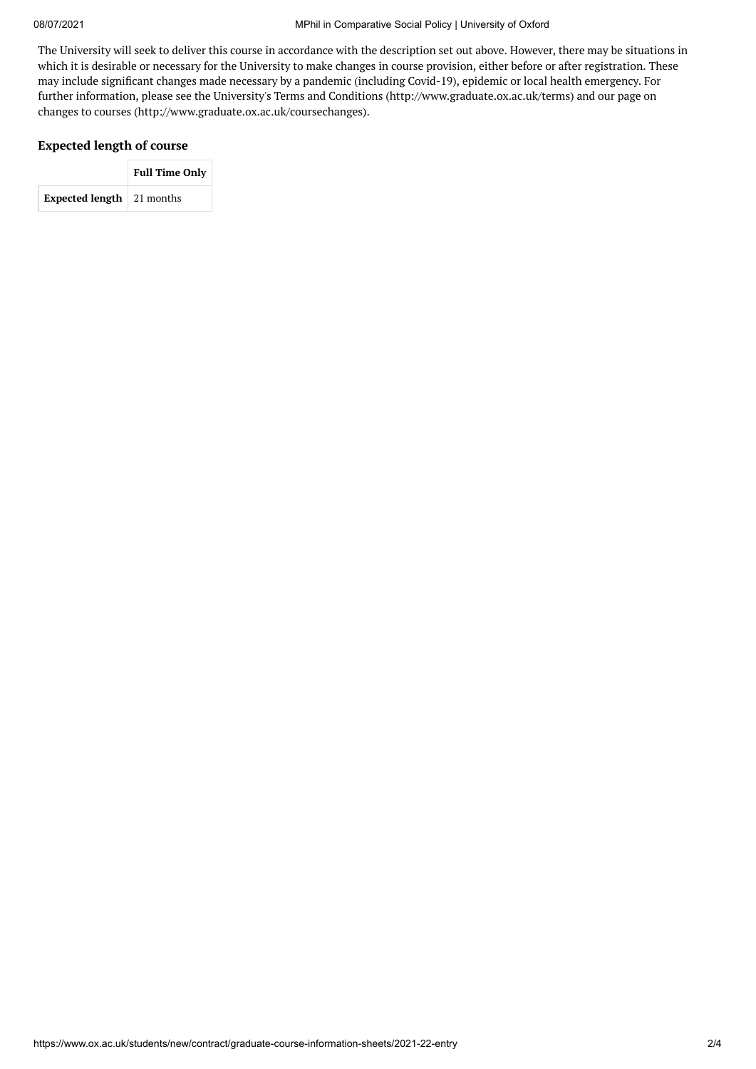The University will seek to deliver this course in accordance with the description set out above. However, there may be situations in which it is desirable or necessary for the University to make changes in course provision, either before or after registration. These may include significant changes made necessary by a pandemic (including Covid-19), epidemic or local health emergency. For further information, please see the University's Terms and Conditions (http://www.graduate.ox.ac.uk/terms) and our page on changes to courses (http://www.graduate.ox.ac.uk/coursechanges).

### Expected length of course

| | Full Time Only |
|---|---|
| **Expected length** | 21 months |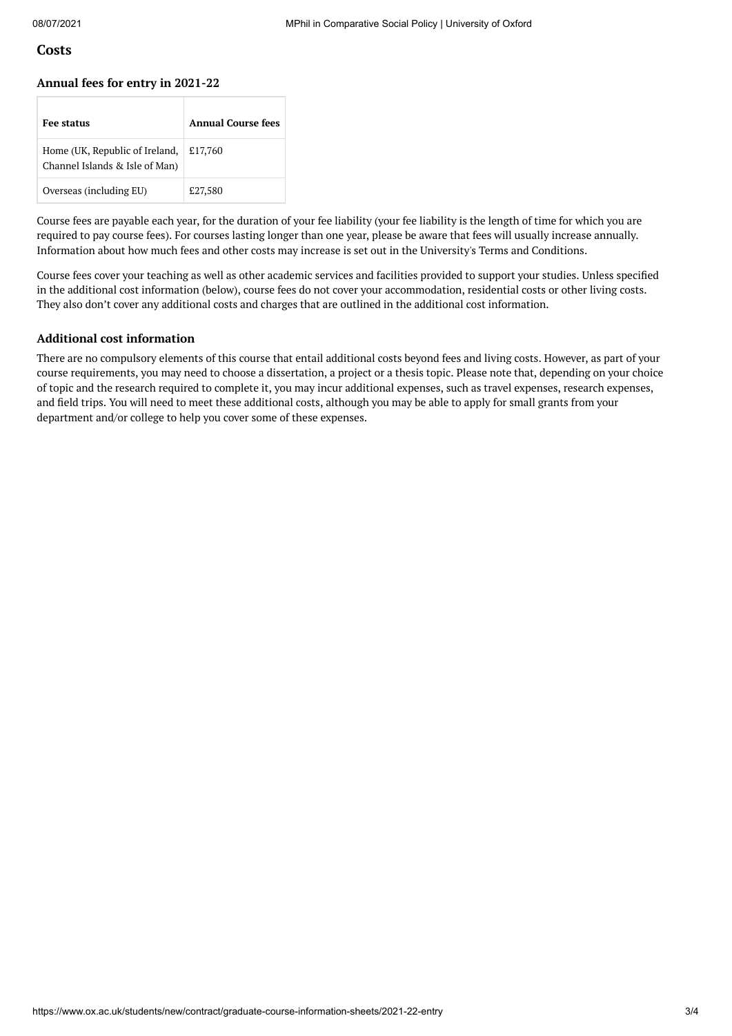## Costs

### Annual fees for entry in 2021-22

| Fee status | Annual Course fees |
|---|---|
| Home (UK, Republic of Ireland, Channel Islands & Isle of Man) | £17,760 |
| Overseas (including EU) | £27,580 |

Course fees are payable each year, for the duration of your fee liability (your fee liability is the length of time for which you are required to pay course fees). For courses lasting longer than one year, please be aware that fees will usually increase annually. Information about how much fees and other costs may increase is set out in the University's Terms and Conditions.

Course fees cover your teaching as well as other academic services and facilities provided to support your studies. Unless specified in the additional cost information (below), course fees do not cover your accommodation, residential costs or other living costs. They also don't cover any additional costs and charges that are outlined in the additional cost information.

### Additional cost information

There are no compulsory elements of this course that entail additional costs beyond fees and living costs. However, as part of your course requirements, you may need to choose a dissertation, a project or a thesis topic. Please note that, depending on your choice of topic and the research required to complete it, you may incur additional expenses, such as travel expenses, research expenses, and field trips. You will need to meet these additional costs, although you may be able to apply for small grants from your department and/or college to help you cover some of these expenses.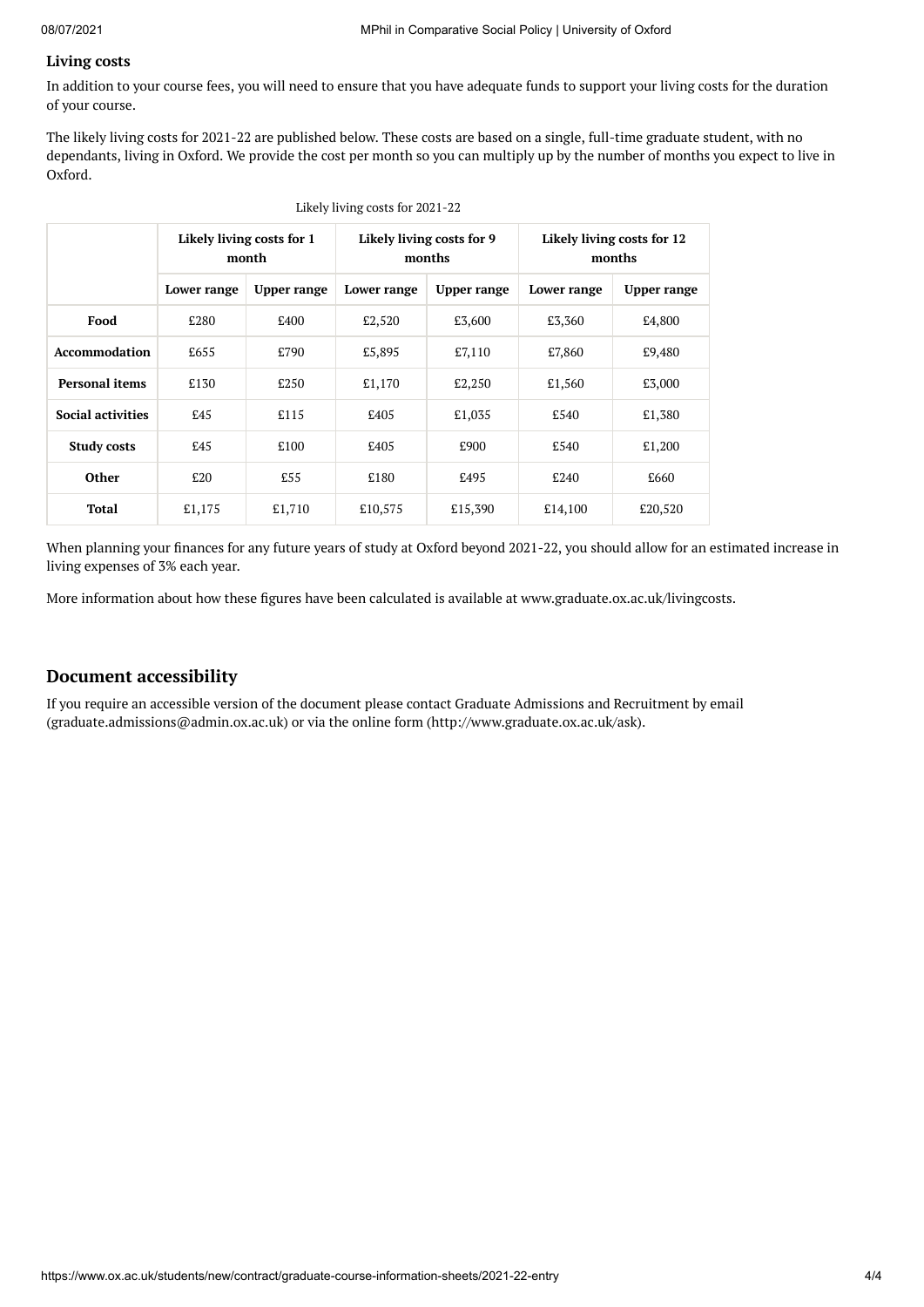### Living costs

In addition to your course fees, you will need to ensure that you have adequate funds to support your living costs for the duration of your course.

The likely living costs for 2021-22 are published below. These costs are based on a single, full-time graduate student, with no dependants, living in Oxford. We provide the cost per month so you can multiply up by the number of months you expect to live in Oxford.

Likely living costs for 2021-22

| | Likely living costs for 1 month | | Likely living costs for 9 months | | Likely living costs for 12 months | |
|---|---|---|---|---|---|---|
| | Lower range | Upper range | Lower range | Upper range | Lower range | Upper range |
| **Food** | £280 | £400 | £2,520 | £3,600 | £3,360 | £4,800 |
| **Accommodation** | £655 | £790 | £5,895 | £7,110 | £7,860 | £9,480 |
| **Personal items** | £130 | £250 | £1,170 | £2,250 | £1,560 | £3,000 |
| **Social activities** | £45 | £115 | £405 | £1,035 | £540 | £1,380 |
| **Study costs** | £45 | £100 | £405 | £900 | £540 | £1,200 |
| **Other** | £20 | £55 | £180 | £495 | £240 | £660 |
| **Total** | £1,175 | £1,710 | £10,575 | £15,390 | £14,100 | £20,520 |

When planning your finances for any future years of study at Oxford beyond 2021-22, you should allow for an estimated increase in living expenses of 3% each year.

More information about how these figures have been calculated is available at www.graduate.ox.ac.uk/livingcosts.

## Document accessibility

If you require an accessible version of the document please contact Graduate Admissions and Recruitment by email (graduate.admissions@admin.ox.ac.uk) or via the online form (http://www.graduate.ox.ac.uk/ask).